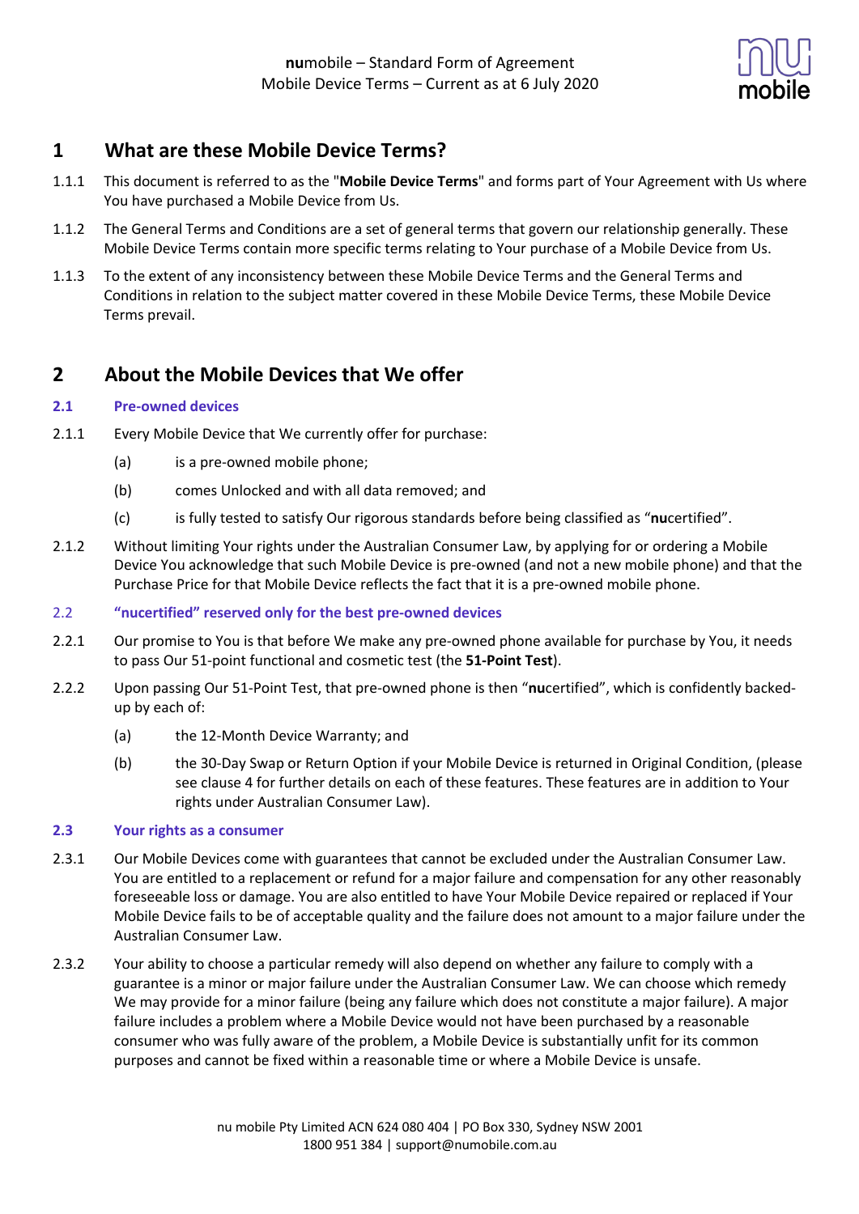**nu**mobile – Standard Form of Agreement
Mobile Device Terms – Current as at 6 July 2020

# 1 What are these Mobile Device Terms?

1.1.1 This document is referred to as the "**Mobile Device Terms**" and forms part of Your Agreement with Us where You have purchased a Mobile Device from Us.

1.1.2 The General Terms and Conditions are a set of general terms that govern our relationship generally. These Mobile Device Terms contain more specific terms relating to Your purchase of a Mobile Device from Us.

1.1.3 To the extent of any inconsistency between these Mobile Device Terms and the General Terms and Conditions in relation to the subject matter covered in these Mobile Device Terms, these Mobile Device Terms prevail.

# 2 About the Mobile Devices that We offer

### 2.1 Pre-owned devices

2.1.1 Every Mobile Device that We currently offer for purchase:

(a) is a pre-owned mobile phone;

(b) comes Unlocked and with all data removed; and

(c) is fully tested to satisfy Our rigorous standards before being classified as "**nu**certified".

2.1.2 Without limiting Your rights under the Australian Consumer Law, by applying for or ordering a Mobile Device You acknowledge that such Mobile Device is pre-owned (and not a new mobile phone) and that the Purchase Price for that Mobile Device reflects the fact that it is a pre-owned mobile phone.

### 2.2 "nucertified" reserved only for the best pre-owned devices

2.2.1 Our promise to You is that before We make any pre-owned phone available for purchase by You, it needs to pass Our 51-point functional and cosmetic test (the **51-Point Test**).

2.2.2 Upon passing Our 51-Point Test, that pre-owned phone is then "**nu**certified", which is confidently backed-up by each of:

(a) the 12-Month Device Warranty; and

(b) the 30-Day Swap or Return Option if your Mobile Device is returned in Original Condition, (please see clause 4 for further details on each of these features. These features are in addition to Your rights under Australian Consumer Law).

### 2.3 Your rights as a consumer

2.3.1 Our Mobile Devices come with guarantees that cannot be excluded under the Australian Consumer Law. You are entitled to a replacement or refund for a major failure and compensation for any other reasonably foreseeable loss or damage. You are also entitled to have Your Mobile Device repaired or replaced if Your Mobile Device fails to be of acceptable quality and the failure does not amount to a major failure under the Australian Consumer Law.

2.3.2 Your ability to choose a particular remedy will also depend on whether any failure to comply with a guarantee is a minor or major failure under the Australian Consumer Law. We can choose which remedy We may provide for a minor failure (being any failure which does not constitute a major failure). A major failure includes a problem where a Mobile Device would not have been purchased by a reasonable consumer who was fully aware of the problem, a Mobile Device is substantially unfit for its common purposes and cannot be fixed within a reasonable time or where a Mobile Device is unsafe.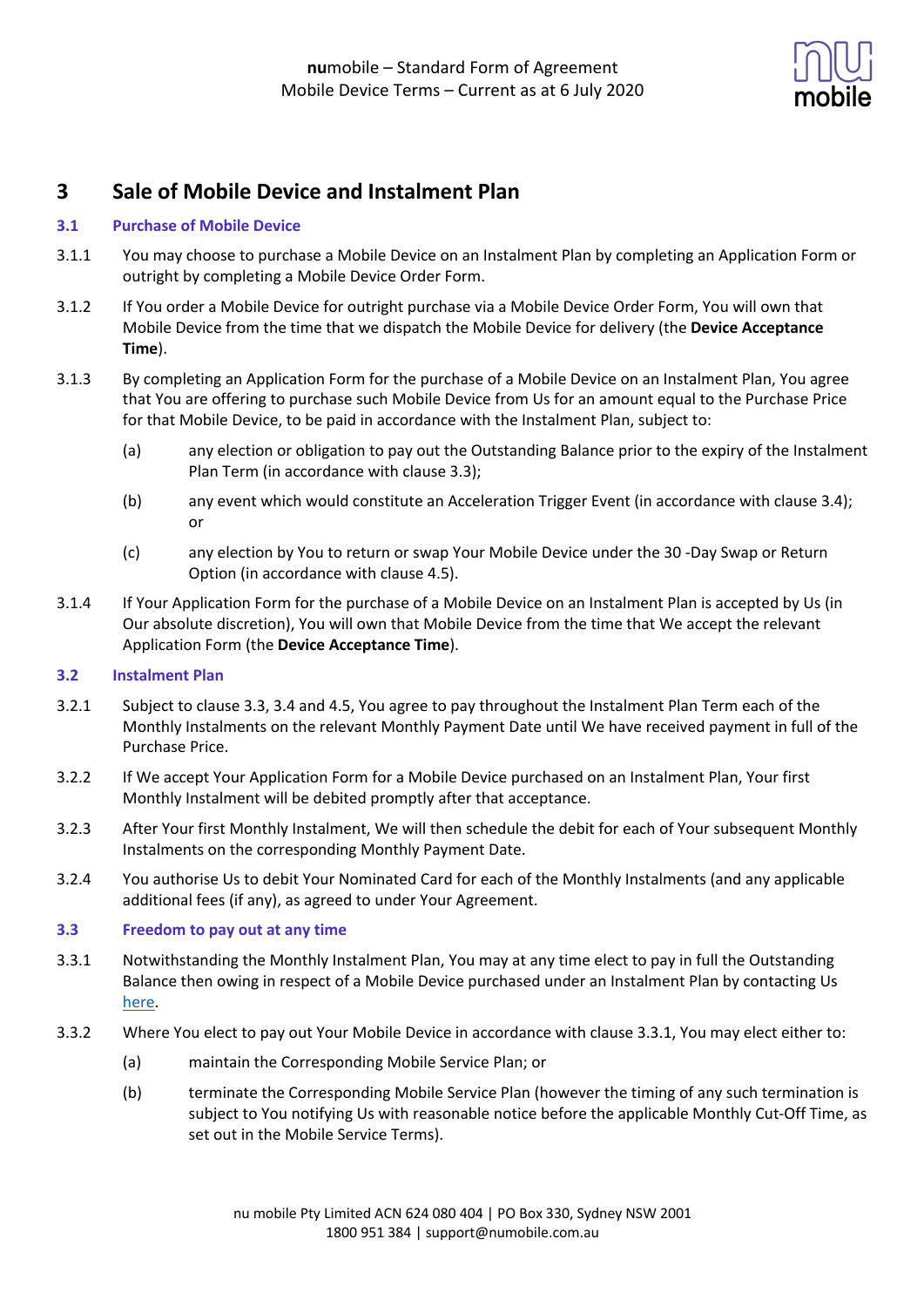# 3 Sale of Mobile Device and Instalment Plan

## 3.1 Purchase of Mobile Device

3.1.1 You may choose to purchase a Mobile Device on an Instalment Plan by completing an Application Form or outright by completing a Mobile Device Order Form.

3.1.2 If You order a Mobile Device for outright purchase via a Mobile Device Order Form, You will own that Mobile Device from the time that we dispatch the Mobile Device for delivery (the **Device Acceptance Time**).

3.1.3 By completing an Application Form for the purchase of a Mobile Device on an Instalment Plan, You agree that You are offering to purchase such Mobile Device from Us for an amount equal to the Purchase Price for that Mobile Device, to be paid in accordance with the Instalment Plan, subject to:

(a) any election or obligation to pay out the Outstanding Balance prior to the expiry of the Instalment Plan Term (in accordance with clause 3.3);

(b) any event which would constitute an Acceleration Trigger Event (in accordance with clause 3.4); or

(c) any election by You to return or swap Your Mobile Device under the 30 -Day Swap or Return Option (in accordance with clause 4.5).

3.1.4 If Your Application Form for the purchase of a Mobile Device on an Instalment Plan is accepted by Us (in Our absolute discretion), You will own that Mobile Device from the time that We accept the relevant Application Form (the **Device Acceptance Time**).

## 3.2 Instalment Plan

3.2.1 Subject to clause 3.3, 3.4 and 4.5, You agree to pay throughout the Instalment Plan Term each of the Monthly Instalments on the relevant Monthly Payment Date until We have received payment in full of the Purchase Price.

3.2.2 If We accept Your Application Form for a Mobile Device purchased on an Instalment Plan, Your first Monthly Instalment will be debited promptly after that acceptance.

3.2.3 After Your first Monthly Instalment, We will then schedule the debit for each of Your subsequent Monthly Instalments on the corresponding Monthly Payment Date.

3.2.4 You authorise Us to debit Your Nominated Card for each of the Monthly Instalments (and any applicable additional fees (if any), as agreed to under Your Agreement.

## 3.3 Freedom to pay out at any time

3.3.1 Notwithstanding the Monthly Instalment Plan, You may at any time elect to pay in full the Outstanding Balance then owing in respect of a Mobile Device purchased under an Instalment Plan by contacting Us here.

3.3.2 Where You elect to pay out Your Mobile Device in accordance with clause 3.3.1, You may elect either to:

(a) maintain the Corresponding Mobile Service Plan; or

(b) terminate the Corresponding Mobile Service Plan (however the timing of any such termination is subject to You notifying Us with reasonable notice before the applicable Monthly Cut-Off Time, as set out in the Mobile Service Terms).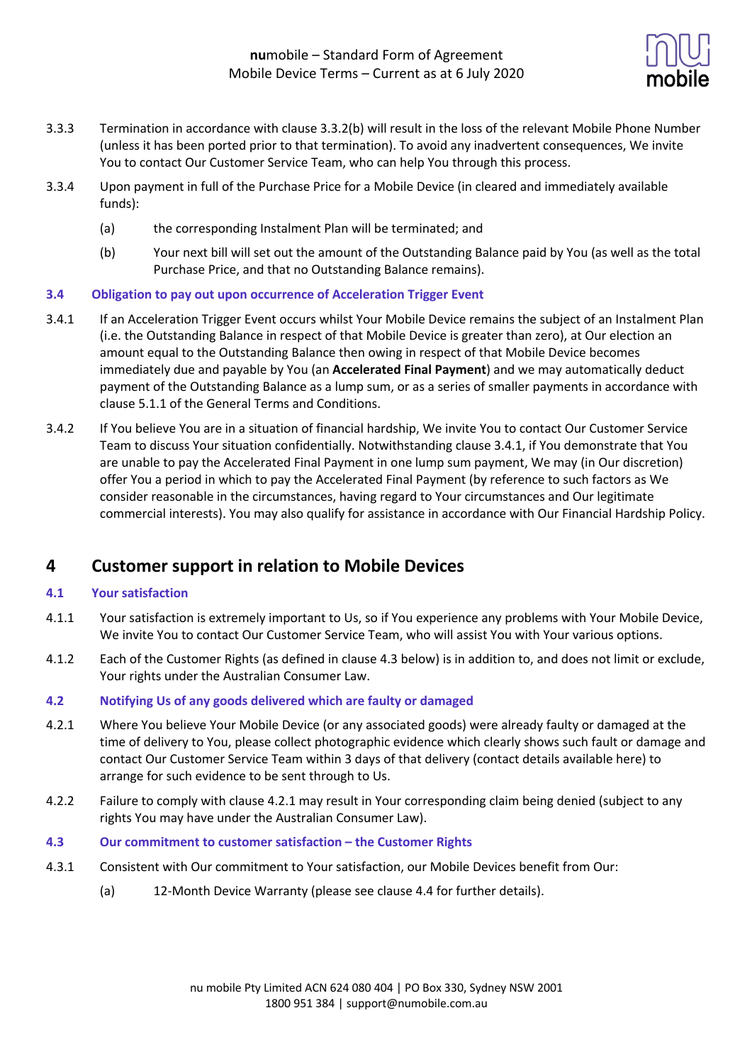3.3.3 Termination in accordance with clause 3.3.2(b) will result in the loss of the relevant Mobile Phone Number (unless it has been ported prior to that termination). To avoid any inadvertent consequences, We invite You to contact Our Customer Service Team, who can help You through this process.

3.3.4 Upon payment in full of the Purchase Price for a Mobile Device (in cleared and immediately available funds):

(a) the corresponding Instalment Plan will be terminated; and

(b) Your next bill will set out the amount of the Outstanding Balance paid by You (as well as the total Purchase Price, and that no Outstanding Balance remains).

### 3.4 Obligation to pay out upon occurrence of Acceleration Trigger Event

3.4.1 If an Acceleration Trigger Event occurs whilst Your Mobile Device remains the subject of an Instalment Plan (i.e. the Outstanding Balance in respect of that Mobile Device is greater than zero), at Our election an amount equal to the Outstanding Balance then owing in respect of that Mobile Device becomes immediately due and payable by You (an **Accelerated Final Payment**) and we may automatically deduct payment of the Outstanding Balance as a lump sum, or as a series of smaller payments in accordance with clause 5.1.1 of the General Terms and Conditions.

3.4.2 If You believe You are in a situation of financial hardship, We invite You to contact Our Customer Service Team to discuss Your situation confidentially. Notwithstanding clause 3.4.1, if You demonstrate that You are unable to pay the Accelerated Final Payment in one lump sum payment, We may (in Our discretion) offer You a period in which to pay the Accelerated Final Payment (by reference to such factors as We consider reasonable in the circumstances, having regard to Your circumstances and Our legitimate commercial interests). You may also qualify for assistance in accordance with Our Financial Hardship Policy.

## 4 Customer support in relation to Mobile Devices

### 4.1 Your satisfaction

4.1.1 Your satisfaction is extremely important to Us, so if You experience any problems with Your Mobile Device, We invite You to contact Our Customer Service Team, who will assist You with Your various options.

4.1.2 Each of the Customer Rights (as defined in clause 4.3 below) is in addition to, and does not limit or exclude, Your rights under the Australian Consumer Law.

### 4.2 Notifying Us of any goods delivered which are faulty or damaged

4.2.1 Where You believe Your Mobile Device (or any associated goods) were already faulty or damaged at the time of delivery to You, please collect photographic evidence which clearly shows such fault or damage and contact Our Customer Service Team within 3 days of that delivery (contact details available here) to arrange for such evidence to be sent through to Us.

4.2.2 Failure to comply with clause 4.2.1 may result in Your corresponding claim being denied (subject to any rights You may have under the Australian Consumer Law).

### 4.3 Our commitment to customer satisfaction – the Customer Rights

4.3.1 Consistent with Our commitment to Your satisfaction, our Mobile Devices benefit from Our:

(a) 12-Month Device Warranty (please see clause 4.4 for further details).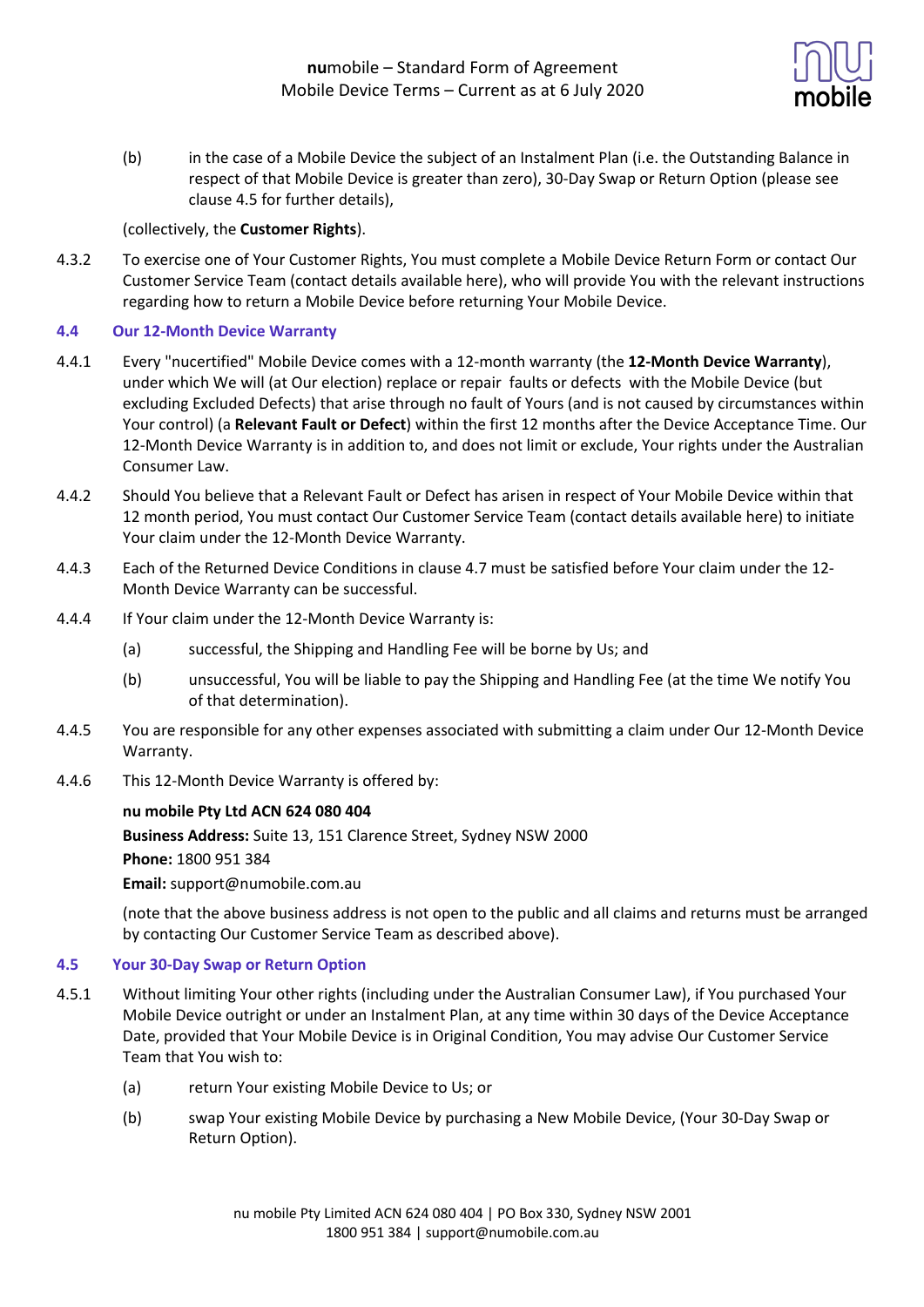(b) in the case of a Mobile Device the subject of an Instalment Plan (i.e. the Outstanding Balance in respect of that Mobile Device is greater than zero), 30-Day Swap or Return Option (please see clause 4.5 for further details),

(collectively, the **Customer Rights**).

4.3.2 To exercise one of Your Customer Rights, You must complete a Mobile Device Return Form or contact Our Customer Service Team (contact details available here), who will provide You with the relevant instructions regarding how to return a Mobile Device before returning Your Mobile Device.

### 4.4 Our 12-Month Device Warranty

4.4.1 Every "nucertified" Mobile Device comes with a 12-month warranty (the **12-Month Device Warranty**), under which We will (at Our election) replace or repair faults or defects with the Mobile Device (but excluding Excluded Defects) that arise through no fault of Yours (and is not caused by circumstances within Your control) (a **Relevant Fault or Defect**) within the first 12 months after the Device Acceptance Time. Our 12-Month Device Warranty is in addition to, and does not limit or exclude, Your rights under the Australian Consumer Law.

4.4.2 Should You believe that a Relevant Fault or Defect has arisen in respect of Your Mobile Device within that 12 month period, You must contact Our Customer Service Team (contact details available here) to initiate Your claim under the 12-Month Device Warranty.

4.4.3 Each of the Returned Device Conditions in clause 4.7 must be satisfied before Your claim under the 12-Month Device Warranty can be successful.

4.4.4 If Your claim under the 12-Month Device Warranty is:

(a) successful, the Shipping and Handling Fee will be borne by Us; and

(b) unsuccessful, You will be liable to pay the Shipping and Handling Fee (at the time We notify You of that determination).

4.4.5 You are responsible for any other expenses associated with submitting a claim under Our 12-Month Device Warranty.

4.4.6 This 12-Month Device Warranty is offered by:

**nu mobile Pty Ltd ACN 624 080 404**
**Business Address:** Suite 13, 151 Clarence Street, Sydney NSW 2000
**Phone:** 1800 951 384
**Email:** support@numobile.com.au

(note that the above business address is not open to the public and all claims and returns must be arranged by contacting Our Customer Service Team as described above).

### 4.5 Your 30-Day Swap or Return Option

4.5.1 Without limiting Your other rights (including under the Australian Consumer Law), if You purchased Your Mobile Device outright or under an Instalment Plan, at any time within 30 days of the Device Acceptance Date, provided that Your Mobile Device is in Original Condition, You may advise Our Customer Service Team that You wish to:

(a) return Your existing Mobile Device to Us; or

(b) swap Your existing Mobile Device by purchasing a New Mobile Device, (Your 30-Day Swap or Return Option).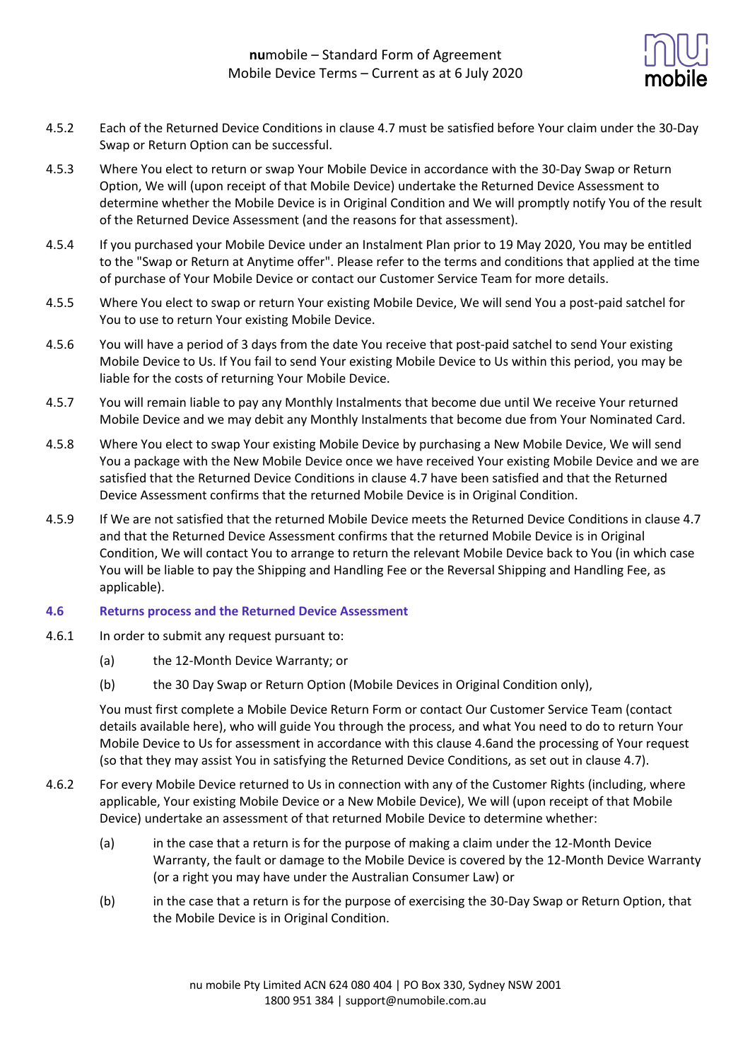4.5.2 Each of the Returned Device Conditions in clause 4.7 must be satisfied before Your claim under the 30-Day Swap or Return Option can be successful.

4.5.3 Where You elect to return or swap Your Mobile Device in accordance with the 30-Day Swap or Return Option, We will (upon receipt of that Mobile Device) undertake the Returned Device Assessment to determine whether the Mobile Device is in Original Condition and We will promptly notify You of the result of the Returned Device Assessment (and the reasons for that assessment).

4.5.4 If you purchased your Mobile Device under an Instalment Plan prior to 19 May 2020, You may be entitled to the "Swap or Return at Anytime offer". Please refer to the terms and conditions that applied at the time of purchase of Your Mobile Device or contact our Customer Service Team for more details.

4.5.5 Where You elect to swap or return Your existing Mobile Device, We will send You a post-paid satchel for You to use to return Your existing Mobile Device.

4.5.6 You will have a period of 3 days from the date You receive that post-paid satchel to send Your existing Mobile Device to Us. If You fail to send Your existing Mobile Device to Us within this period, you may be liable for the costs of returning Your Mobile Device.

4.5.7 You will remain liable to pay any Monthly Instalments that become due until We receive Your returned Mobile Device and we may debit any Monthly Instalments that become due from Your Nominated Card.

4.5.8 Where You elect to swap Your existing Mobile Device by purchasing a New Mobile Device, We will send You a package with the New Mobile Device once we have received Your existing Mobile Device and we are satisfied that the Returned Device Conditions in clause 4.7 have been satisfied and that the Returned Device Assessment confirms that the returned Mobile Device is in Original Condition.

4.5.9 If We are not satisfied that the returned Mobile Device meets the Returned Device Conditions in clause 4.7 and that the Returned Device Assessment confirms that the returned Mobile Device is in Original Condition, We will contact You to arrange to return the relevant Mobile Device back to You (in which case You will be liable to pay the Shipping and Handling Fee or the Reversal Shipping and Handling Fee, as applicable).

### 4.6 Returns process and the Returned Device Assessment

4.6.1 In order to submit any request pursuant to:

(a) the 12-Month Device Warranty; or

(b) the 30 Day Swap or Return Option (Mobile Devices in Original Condition only),

You must first complete a Mobile Device Return Form or contact Our Customer Service Team (contact details available here), who will guide You through the process, and what You need to do to return Your Mobile Device to Us for assessment in accordance with this clause 4.6and the processing of Your request (so that they may assist You in satisfying the Returned Device Conditions, as set out in clause 4.7).

4.6.2 For every Mobile Device returned to Us in connection with any of the Customer Rights (including, where applicable, Your existing Mobile Device or a New Mobile Device), We will (upon receipt of that Mobile Device) undertake an assessment of that returned Mobile Device to determine whether:

(a) in the case that a return is for the purpose of making a claim under the 12-Month Device Warranty, the fault or damage to the Mobile Device is covered by the 12-Month Device Warranty (or a right you may have under the Australian Consumer Law) or

(b) in the case that a return is for the purpose of exercising the 30-Day Swap or Return Option, that the Mobile Device is in Original Condition.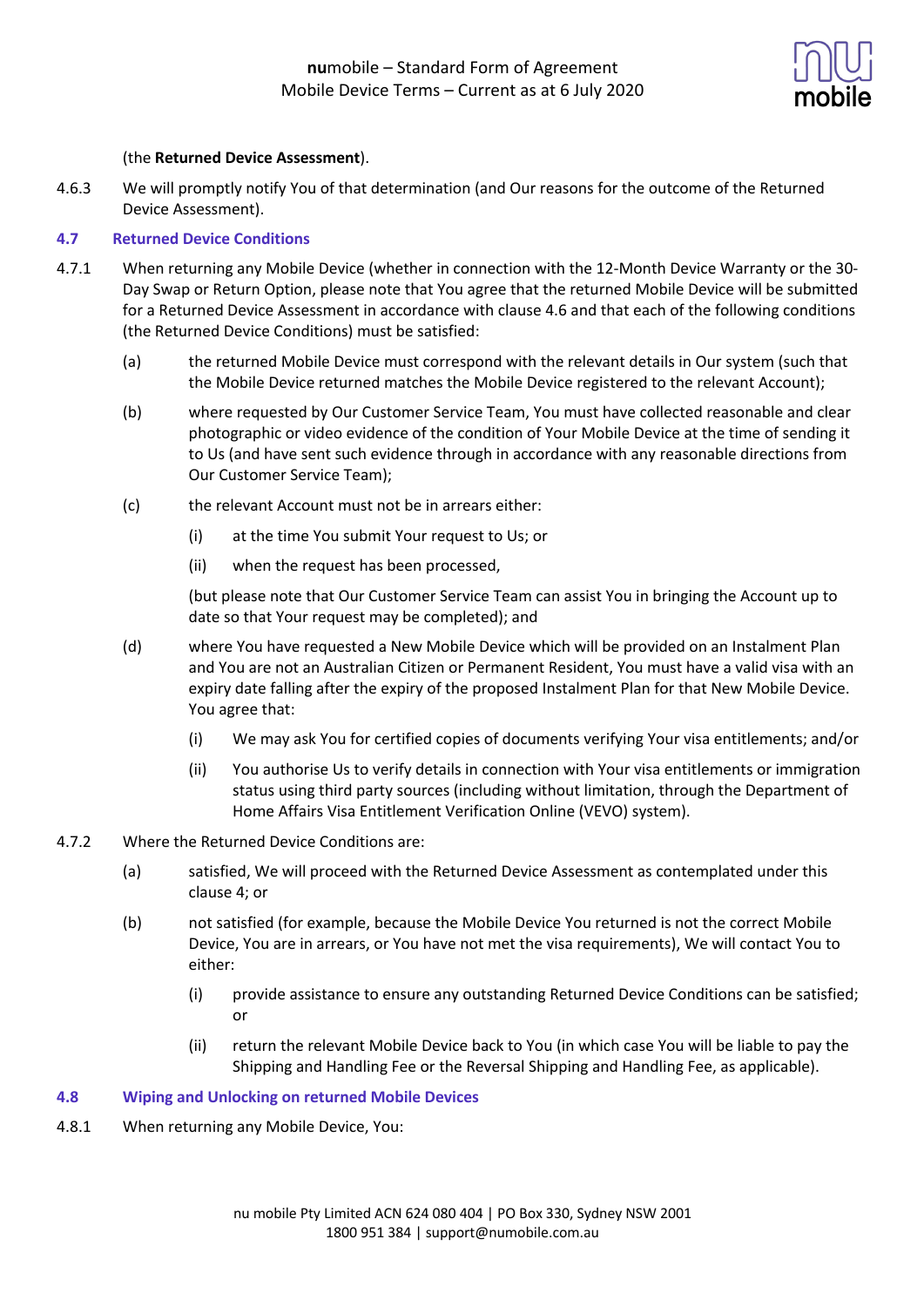(the **Returned Device Assessment**).

4.6.3 We will promptly notify You of that determination (and Our reasons for the outcome of the Returned Device Assessment).

### 4.7 Returned Device Conditions

4.7.1 When returning any Mobile Device (whether in connection with the 12-Month Device Warranty or the 30-Day Swap or Return Option, please note that You agree that the returned Mobile Device will be submitted for a Returned Device Assessment in accordance with clause 4.6 and that each of the following conditions (the Returned Device Conditions) must be satisfied:

(a) the returned Mobile Device must correspond with the relevant details in Our system (such that the Mobile Device returned matches the Mobile Device registered to the relevant Account);

(b) where requested by Our Customer Service Team, You must have collected reasonable and clear photographic or video evidence of the condition of Your Mobile Device at the time of sending it to Us (and have sent such evidence through in accordance with any reasonable directions from Our Customer Service Team);

(c) the relevant Account must not be in arrears either:

(i) at the time You submit Your request to Us; or

(ii) when the request has been processed,

(but please note that Our Customer Service Team can assist You in bringing the Account up to date so that Your request may be completed); and

(d) where You have requested a New Mobile Device which will be provided on an Instalment Plan and You are not an Australian Citizen or Permanent Resident, You must have a valid visa with an expiry date falling after the expiry of the proposed Instalment Plan for that New Mobile Device. You agree that:

(i) We may ask You for certified copies of documents verifying Your visa entitlements; and/or

(ii) You authorise Us to verify details in connection with Your visa entitlements or immigration status using third party sources (including without limitation, through the Department of Home Affairs Visa Entitlement Verification Online (VEVO) system).

4.7.2 Where the Returned Device Conditions are:

(a) satisfied, We will proceed with the Returned Device Assessment as contemplated under this clause 4; or

(b) not satisfied (for example, because the Mobile Device You returned is not the correct Mobile Device, You are in arrears, or You have not met the visa requirements), We will contact You to either:

(i) provide assistance to ensure any outstanding Returned Device Conditions can be satisfied; or

(ii) return the relevant Mobile Device back to You (in which case You will be liable to pay the Shipping and Handling Fee or the Reversal Shipping and Handling Fee, as applicable).

### 4.8 Wiping and Unlocking on returned Mobile Devices

4.8.1 When returning any Mobile Device, You: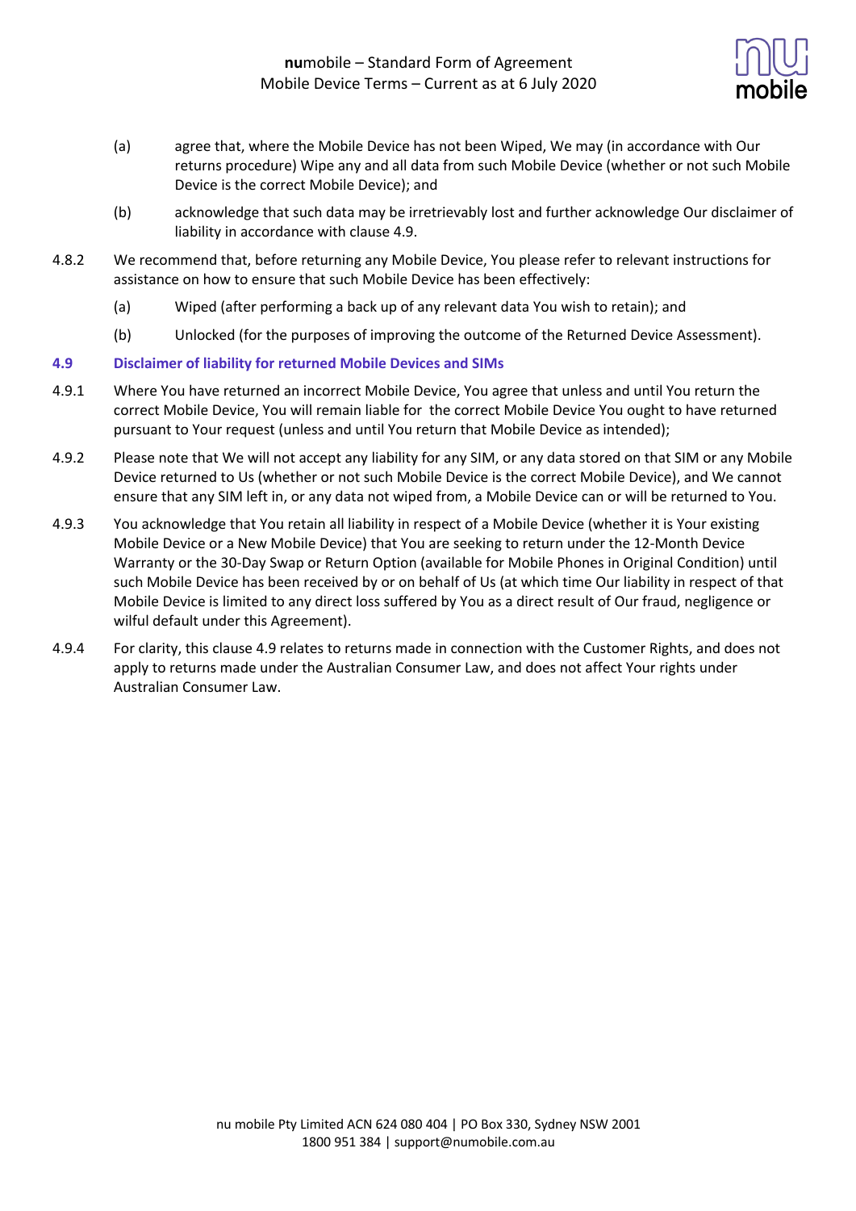(a) agree that, where the Mobile Device has not been Wiped, We may (in accordance with Our returns procedure) Wipe any and all data from such Mobile Device (whether or not such Mobile Device is the correct Mobile Device); and

(b) acknowledge that such data may be irretrievably lost and further acknowledge Our disclaimer of liability in accordance with clause 4.9.

4.8.2 We recommend that, before returning any Mobile Device, You please refer to relevant instructions for assistance on how to ensure that such Mobile Device has been effectively:

(a) Wiped (after performing a back up of any relevant data You wish to retain); and

(b) Unlocked (for the purposes of improving the outcome of the Returned Device Assessment).

### 4.9 Disclaimer of liability for returned Mobile Devices and SIMs

4.9.1 Where You have returned an incorrect Mobile Device, You agree that unless and until You return the correct Mobile Device, You will remain liable for the correct Mobile Device You ought to have returned pursuant to Your request (unless and until You return that Mobile Device as intended);

4.9.2 Please note that We will not accept any liability for any SIM, or any data stored on that SIM or any Mobile Device returned to Us (whether or not such Mobile Device is the correct Mobile Device), and We cannot ensure that any SIM left in, or any data not wiped from, a Mobile Device can or will be returned to You.

4.9.3 You acknowledge that You retain all liability in respect of a Mobile Device (whether it is Your existing Mobile Device or a New Mobile Device) that You are seeking to return under the 12-Month Device Warranty or the 30-Day Swap or Return Option (available for Mobile Phones in Original Condition) until such Mobile Device has been received by or on behalf of Us (at which time Our liability in respect of that Mobile Device is limited to any direct loss suffered by You as a direct result of Our fraud, negligence or wilful default under this Agreement).

4.9.4 For clarity, this clause 4.9 relates to returns made in connection with the Customer Rights, and does not apply to returns made under the Australian Consumer Law, and does not affect Your rights under Australian Consumer Law.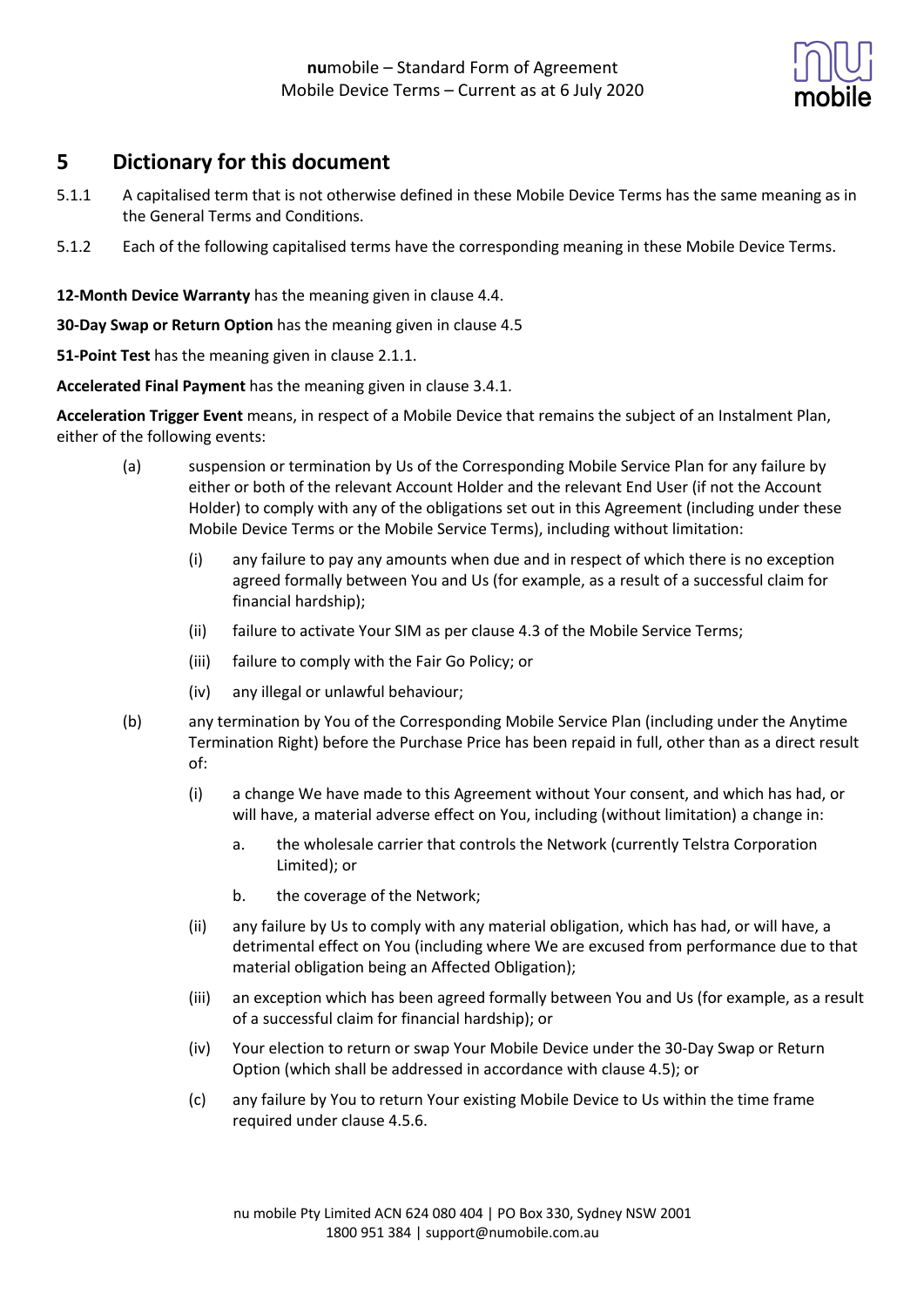## 5 Dictionary for this document

5.1.1 A capitalised term that is not otherwise defined in these Mobile Device Terms has the same meaning as in the General Terms and Conditions.

5.1.2 Each of the following capitalised terms have the corresponding meaning in these Mobile Device Terms.

**12-Month Device Warranty** has the meaning given in clause 4.4.

**30-Day Swap or Return Option** has the meaning given in clause 4.5

**51-Point Test** has the meaning given in clause 2.1.1.

**Accelerated Final Payment** has the meaning given in clause 3.4.1.

**Acceleration Trigger Event** means, in respect of a Mobile Device that remains the subject of an Instalment Plan, either of the following events:

(a) suspension or termination by Us of the Corresponding Mobile Service Plan for any failure by either or both of the relevant Account Holder and the relevant End User (if not the Account Holder) to comply with any of the obligations set out in this Agreement (including under these Mobile Device Terms or the Mobile Service Terms), including without limitation:

  (i) any failure to pay any amounts when due and in respect of which there is no exception agreed formally between You and Us (for example, as a result of a successful claim for financial hardship);

  (ii) failure to activate Your SIM as per clause 4.3 of the Mobile Service Terms;

  (iii) failure to comply with the Fair Go Policy; or

  (iv) any illegal or unlawful behaviour;

(b) any termination by You of the Corresponding Mobile Service Plan (including under the Anytime Termination Right) before the Purchase Price has been repaid in full, other than as a direct result of:

  (i) a change We have made to this Agreement without Your consent, and which has had, or will have, a material adverse effect on You, including (without limitation) a change in:

    a. the wholesale carrier that controls the Network (currently Telstra Corporation Limited); or

    b. the coverage of the Network;

  (ii) any failure by Us to comply with any material obligation, which has had, or will have, a detrimental effect on You (including where We are excused from performance due to that material obligation being an Affected Obligation);

  (iii) an exception which has been agreed formally between You and Us (for example, as a result of a successful claim for financial hardship); or

  (iv) Your election to return or swap Your Mobile Device under the 30-Day Swap or Return Option (which shall be addressed in accordance with clause 4.5); or

  (c) any failure by You to return Your existing Mobile Device to Us within the time frame required under clause 4.5.6.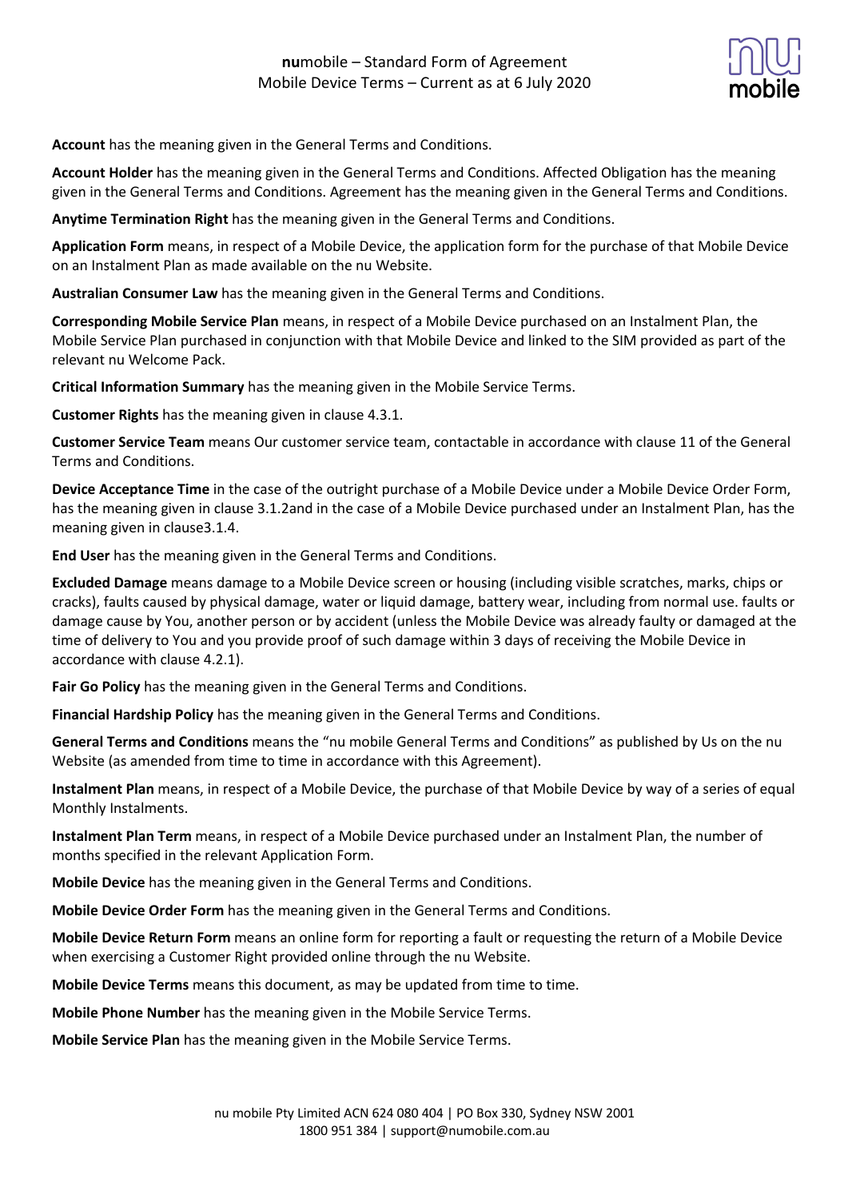**Account** has the meaning given in the General Terms and Conditions.

**Account Holder** has the meaning given in the General Terms and Conditions. Affected Obligation has the meaning given in the General Terms and Conditions. Agreement has the meaning given in the General Terms and Conditions.

**Anytime Termination Right** has the meaning given in the General Terms and Conditions.

**Application Form** means, in respect of a Mobile Device, the application form for the purchase of that Mobile Device on an Instalment Plan as made available on the nu Website.

**Australian Consumer Law** has the meaning given in the General Terms and Conditions.

**Corresponding Mobile Service Plan** means, in respect of a Mobile Device purchased on an Instalment Plan, the Mobile Service Plan purchased in conjunction with that Mobile Device and linked to the SIM provided as part of the relevant nu Welcome Pack.

**Critical Information Summary** has the meaning given in the Mobile Service Terms.

**Customer Rights** has the meaning given in clause 4.3.1.

**Customer Service Team** means Our customer service team, contactable in accordance with clause 11 of the General Terms and Conditions.

**Device Acceptance Time** in the case of the outright purchase of a Mobile Device under a Mobile Device Order Form, has the meaning given in clause 3.1.2and in the case of a Mobile Device purchased under an Instalment Plan, has the meaning given in clause3.1.4.

**End User** has the meaning given in the General Terms and Conditions.

**Excluded Damage** means damage to a Mobile Device screen or housing (including visible scratches, marks, chips or cracks), faults caused by physical damage, water or liquid damage, battery wear, including from normal use. faults or damage cause by You, another person or by accident (unless the Mobile Device was already faulty or damaged at the time of delivery to You and you provide proof of such damage within 3 days of receiving the Mobile Device in accordance with clause 4.2.1).

**Fair Go Policy** has the meaning given in the General Terms and Conditions.

**Financial Hardship Policy** has the meaning given in the General Terms and Conditions.

**General Terms and Conditions** means the "nu mobile General Terms and Conditions" as published by Us on the nu Website (as amended from time to time in accordance with this Agreement).

**Instalment Plan** means, in respect of a Mobile Device, the purchase of that Mobile Device by way of a series of equal Monthly Instalments.

**Instalment Plan Term** means, in respect of a Mobile Device purchased under an Instalment Plan, the number of months specified in the relevant Application Form.

**Mobile Device** has the meaning given in the General Terms and Conditions.

**Mobile Device Order Form** has the meaning given in the General Terms and Conditions.

**Mobile Device Return Form** means an online form for reporting a fault or requesting the return of a Mobile Device when exercising a Customer Right provided online through the nu Website.

**Mobile Device Terms** means this document, as may be updated from time to time.

**Mobile Phone Number** has the meaning given in the Mobile Service Terms.

**Mobile Service Plan** has the meaning given in the Mobile Service Terms.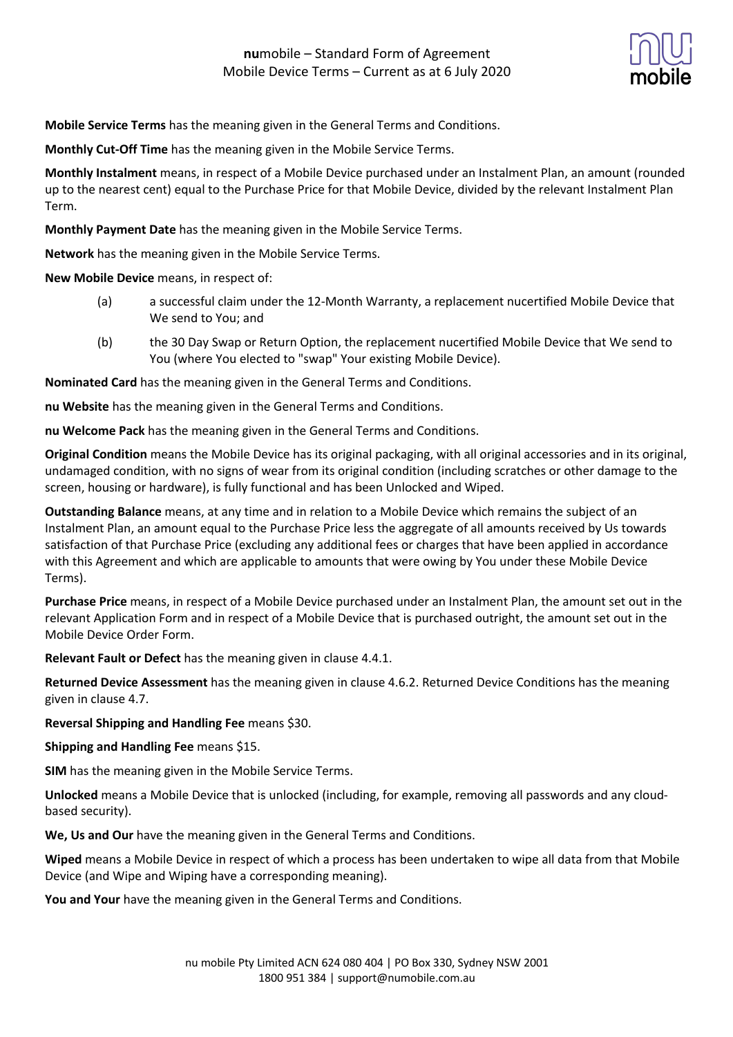**Mobile Service Terms** has the meaning given in the General Terms and Conditions.

**Monthly Cut-Off Time** has the meaning given in the Mobile Service Terms.

**Monthly Instalment** means, in respect of a Mobile Device purchased under an Instalment Plan, an amount (rounded up to the nearest cent) equal to the Purchase Price for that Mobile Device, divided by the relevant Instalment Plan Term.

**Monthly Payment Date** has the meaning given in the Mobile Service Terms.

**Network** has the meaning given in the Mobile Service Terms.

**New Mobile Device** means, in respect of:

(a) a successful claim under the 12-Month Warranty, a replacement nucertified Mobile Device that We send to You; and

(b) the 30 Day Swap or Return Option, the replacement nucertified Mobile Device that We send to You (where You elected to "swap" Your existing Mobile Device).

**Nominated Card** has the meaning given in the General Terms and Conditions.

**nu Website** has the meaning given in the General Terms and Conditions.

**nu Welcome Pack** has the meaning given in the General Terms and Conditions.

**Original Condition** means the Mobile Device has its original packaging, with all original accessories and in its original, undamaged condition, with no signs of wear from its original condition (including scratches or other damage to the screen, housing or hardware), is fully functional and has been Unlocked and Wiped.

**Outstanding Balance** means, at any time and in relation to a Mobile Device which remains the subject of an Instalment Plan, an amount equal to the Purchase Price less the aggregate of all amounts received by Us towards satisfaction of that Purchase Price (excluding any additional fees or charges that have been applied in accordance with this Agreement and which are applicable to amounts that were owing by You under these Mobile Device Terms).

**Purchase Price** means, in respect of a Mobile Device purchased under an Instalment Plan, the amount set out in the relevant Application Form and in respect of a Mobile Device that is purchased outright, the amount set out in the Mobile Device Order Form.

**Relevant Fault or Defect** has the meaning given in clause 4.4.1.

**Returned Device Assessment** has the meaning given in clause 4.6.2. Returned Device Conditions has the meaning given in clause 4.7.

**Reversal Shipping and Handling Fee** means $30.

**Shipping and Handling Fee** means $15.

**SIM** has the meaning given in the Mobile Service Terms.

**Unlocked** means a Mobile Device that is unlocked (including, for example, removing all passwords and any cloud-based security).

**We, Us and Our** have the meaning given in the General Terms and Conditions.

**Wiped** means a Mobile Device in respect of which a process has been undertaken to wipe all data from that Mobile Device (and Wipe and Wiping have a corresponding meaning).

**You and Your** have the meaning given in the General Terms and Conditions.